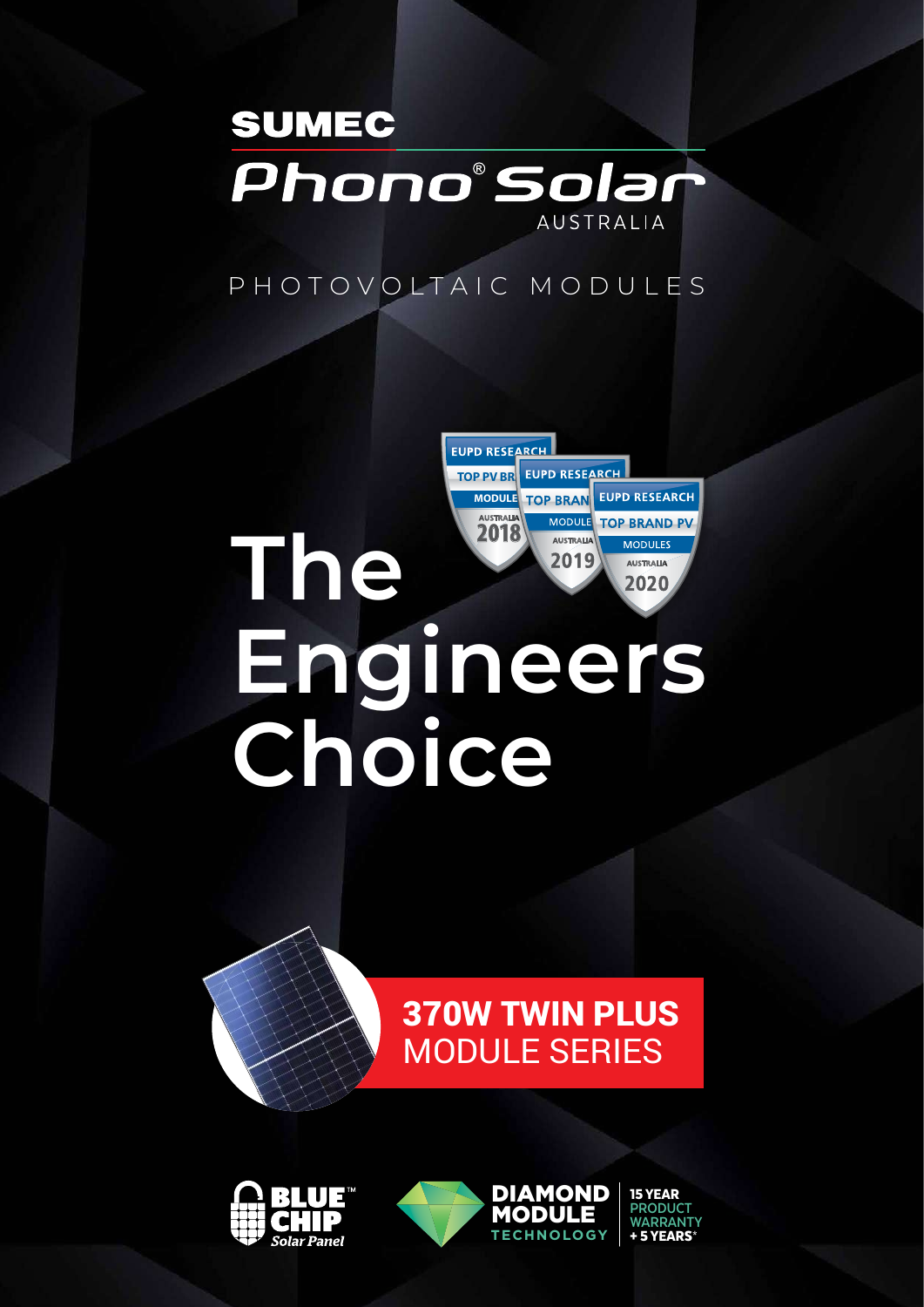# SUMEC

# Phono® Solar

AUSTRALIA

PHOTOVOLTAIC MODULES

EUPD RESEARCH TOP PV BRAND MODULE AUSTRALIA 2018

EUPD RESEARCH TOP BRAND MODULE AUSTRALIA 2019

EUPD RESEARCH TOP BRAND PV MODULES AUSTRALIA 2020

# The Engineers Choice

## 370W TWIN PLUS MODULE SERIES

BLUE™ CHIP *Solar Panel*

DIAMOND MODULE TECHNOLOGY

15 YEAR PRODUCT WARRANTY + 5 YEARS*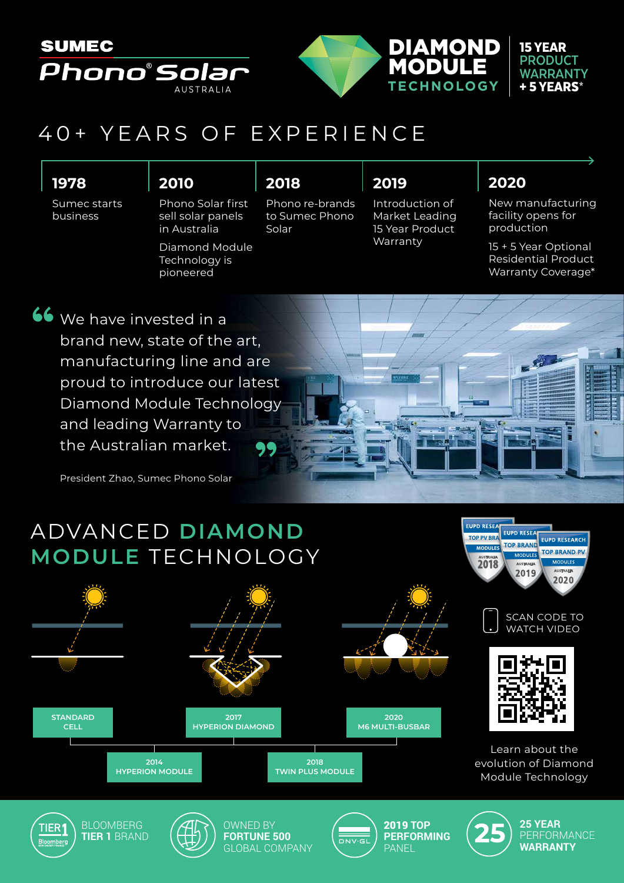**SUMEC**

**Phono® Solar**

AUSTRALIA

# DIAMOND MODULE TECHNOLOGY

**15 YEAR PRODUCT WARRANTY + 5 YEARS***

## 40+ YEARS OF EXPERIENCE

**1978**
Sumec starts business

**2010**
Phono Solar first sell solar panels in Australia

Diamond Module Technology is pioneered

**2018**
Phono re-brands to Sumec Phono Solar

**2019**
Introduction of Market Leading 15 Year Product Warranty

**2020**
New manufacturing facility opens for production

15 + 5 Year Optional Residential Product Warranty Coverage*

> "We have invested in a brand new, state of the art, manufacturing line and are proud to introduce our latest Diamond Module Technology and leading Warranty to the Australian market."
>
> President Zhao, Sumec Phono Solar

## ADVANCED DIAMOND MODULE TECHNOLOGY

EUPD RESEARCH TOP PV BRAND MODULES AUSTRALIA 2018

EUPD RESEARCH TOP BRAND MODULES AUSTRALIA 2019

EUPD RESEARCH TOP BRAND PV MODULES AUSTRALIA 2020

- STANDARD CELL
- 2014 HYPERION MODULE
- 2017 HYPERION DIAMOND
- 2018 TWIN PLUS MODULE
- 2020 M6 MULTI-BUSBAR

SCAN CODE TO WATCH VIDEO

Learn about the evolution of Diamond Module Technology

**BLOOMBERG TIER 1 BRAND**

OWNED BY **FORTUNE 500** GLOBAL COMPANY

**2019 TOP PERFORMING** PANEL

**25 YEAR** PERFORMANCE **WARRANTY**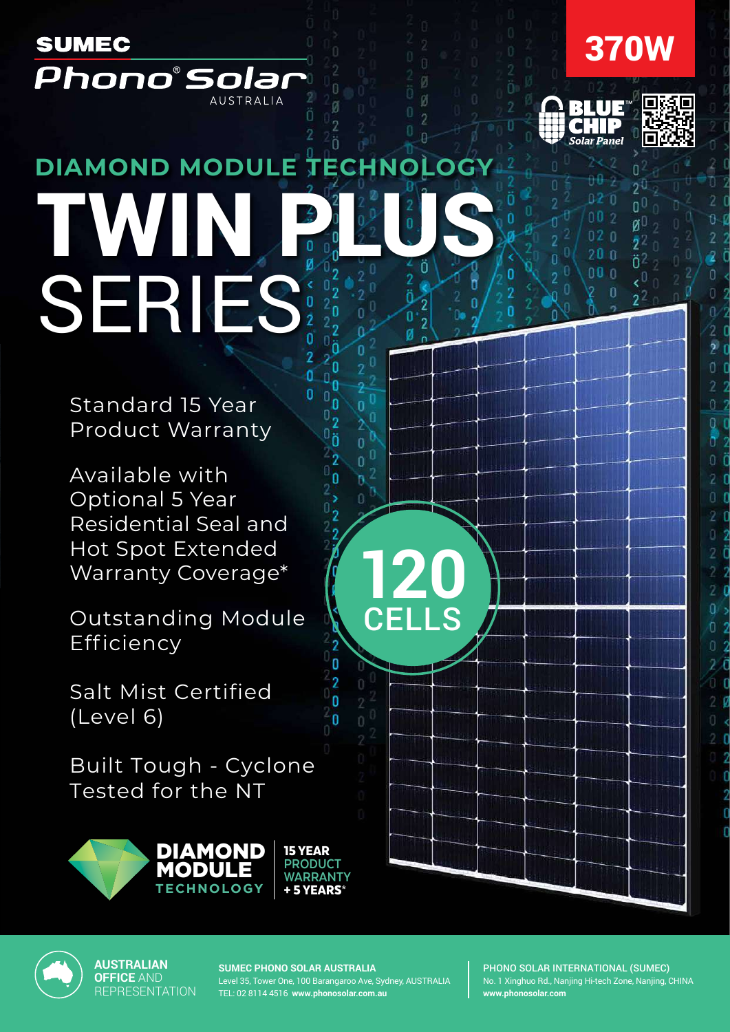SUMEC
Phono® Solar
AUSTRALIA

**370W**

BLUE™ CHIP Solar Panel

## DIAMOND MODULE TECHNOLOGY

# TWIN PLUS SERIES

Standard 15 Year Product Warranty

Available with Optional 5 Year Residential Seal and Hot Spot Extended Warranty Coverage*

Outstanding Module Efficiency

Salt Mist Certified (Level 6)

Built Tough - Cyclone Tested for the NT

**120 CELLS**

**DIAMOND MODULE TECHNOLOGY**

**15 YEAR** PRODUCT WARRANTY **+ 5 YEARS***

**AUSTRALIAN OFFICE** AND REPRESENTATION

**SUMEC PHONO SOLAR AUSTRALIA**
Level 35, Tower One, 100 Barangaroo Ave, Sydney, AUSTRALIA
TEL: 02 8114 4516 **www.phonosolar.com.au**

**PHONO SOLAR INTERNATIONAL (SUMEC)**
No. 1 Xinghuo Rd., Nanjing Hi-tech Zone, Nanjing, CHINA
**www.phonosolar.com**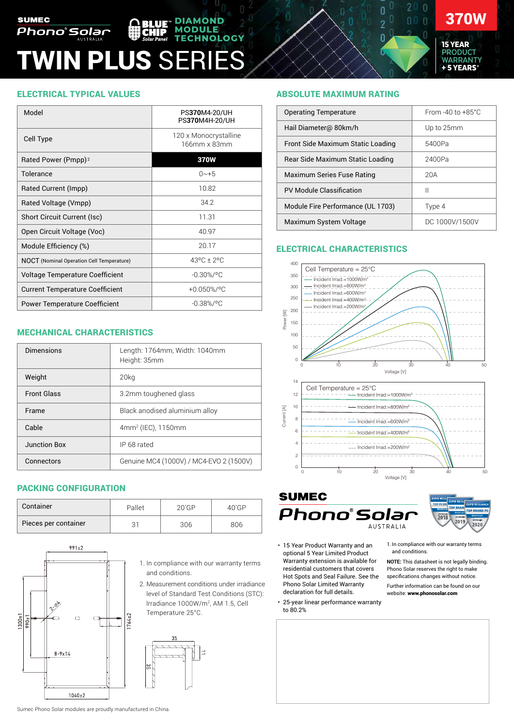SUMEC Phono Solar AUSTRALIA

BLUE™ CHIP Solar Panel DIAMOND MODULE TECHNOLOGY

# TWIN PLUS SERIES

370W

15 YEAR PRODUCT WARRANTY + 5 YEARS*

## ELECTRICAL TYPICAL VALUES

| | |
|---|---|
| Model | PS370M4-20/UH<br>PS370M4H-20/UH |
| Cell Type | 120 x Monocrystalline<br>166mm x 83mm |
| Rated Power (Pmpp)[2] | **370W** |
| Tolerance | 0~+5 |
| Rated Current (Impp) | 10.82 |
| Rated Voltage (Vmpp) | 34.2 |
| Short Circuit Current (Isc) | 11.31 |
| Open Circuit Voltage (Voc) | 40.97 |
| Module Efficiency (%) | 20.17 |
| NOCT (Nominal Operation Cell Temperature) | 43°C ± 2°C |
| Voltage Temperature Coefficient | -0.30%/°C |
| Current Temperature Coefficient | +0.050%/°C |
| Power Temperature Coefficient | -0.38%/°C |

## ABSOLUTE MAXIMUM RATING

| | |
|---|---|
| Operating Temperature | From -40 to +85°C |
| Hail Diameter@ 80km/h | Up to 25mm |
| Front Side Maximum Static Loading | 5400Pa |
| Rear Side Maximum Static Loading | 2400Pa |
| Maximum Series Fuse Rating | 20A |
| PV Module Classification | II |
| Module Fire Performance (UL 1703) | Type 4 |
| Maximum System Voltage | DC 1000V/1500V |

## ELECTRICAL CHARACTERISTICS

Cell Temperature = 25°C
Incident Irrad.=1000W/m²
Incident Irrad.=800W/m²
Incident Irrad.=600W/m²
Incident Irrad.=400W/m²
Incident Irrad.=200W/m²
Power [W]
Voltage [V]

Cell Temperature = 25°C
Incident Irrad.=1000W/m²
Incident Irrad.=800W/m²
Incident Irrad.=600W/m²
Incident Irrad.=400W/m²
Incident Irrad.=200W/m²
Current [A]
Voltage [V]

## MECHANICAL CHARACTERISTICS

| | |
|---|---|
| Dimensions | Length: 1764mm, Width: 1040mm<br>Height: 35mm |
| Weight | 20kg |
| Front Glass | 3.2mm toughened glass |
| Frame | Black anodised aluminium alloy |
| Cable | 4mm² (IEC), 1150mm |
| Junction Box | IP 68 rated |
| Connectors | Genuine MC4 (1000V) / MC4-EVO 2 (1500V) |

## PACKING CONFIGURATION

| Container | Pallet | 20'GP | 40'GP |
|---|---|---|---|
| Pieces per container | 31 | 306 | 806 |

991±2
2-Ø4
8-9x14
1300±1
990±1
1764±2
1040±2
35
11
35

1. In compliance with our warranty terms and conditions.
2. Measurement conditions under irradiance level of Standard Test Conditions (STC): Irradiance 1000W/m², AM 1.5, Cell Temperature 25°C.

SUMEC Phono Solar AUSTRALIA

EUPD RESEARCH TOP PV BRAND MODULES AUSTRALIA 2018 · 2019 · 2020

- 15 Year Product Warranty and an optional 5 Year Limited Product Warranty extension is available for residential customers that covers Hot Spots and Seal Failure. See the Phono Solar Limited Warranty declaration for full details.
- 25-year linear performance warranty to 80.2%

1. In compliance with our warranty terms and conditions.

**NOTE:** This datasheet is not legally binding. Phono Solar reserves the right to make specifications changes without notice.

Further information can be found on our website: **www.phonosolar.com**

Sumec Phono Solar modules are proudly manufactured in China.